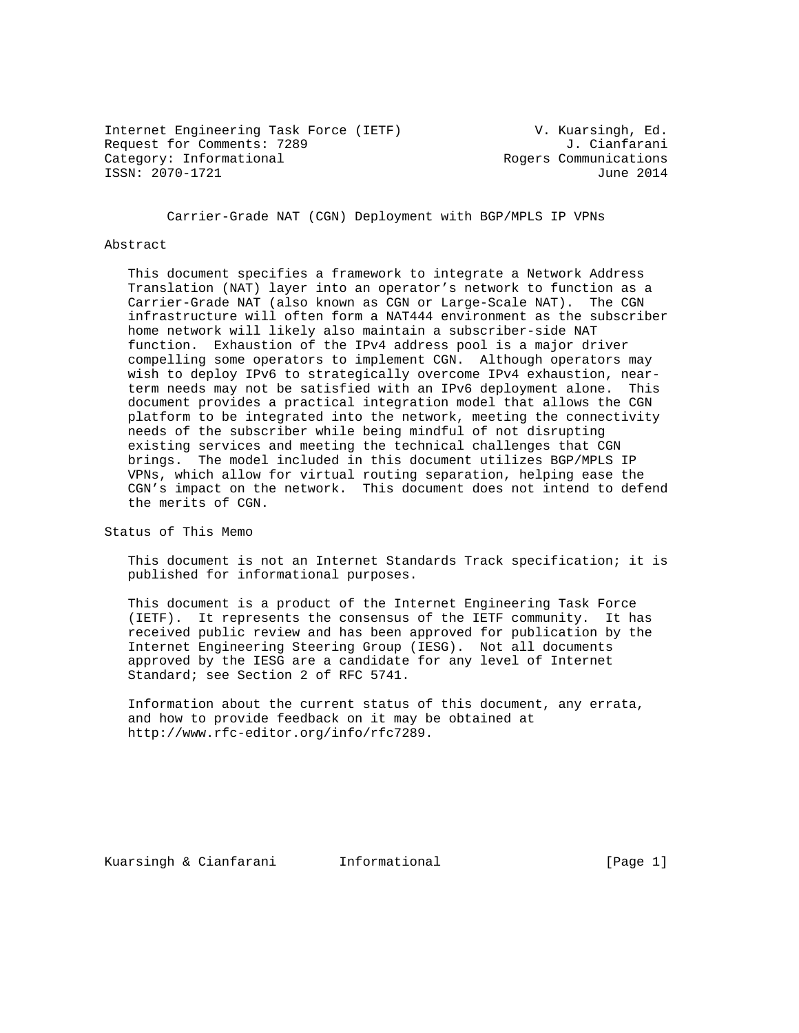Internet Engineering Task Force (IETF) V. Kuarsingh, Ed.
Request for Comments: 7289 J. Cianfarani
Category: Informational Rogers Communications
ISSN: 2070-1721 June 2014

# Carrier-Grade NAT (CGN) Deployment with BGP/MPLS IP VPNs

## Abstract

This document specifies a framework to integrate a Network Address Translation (NAT) layer into an operator's network to function as a Carrier-Grade NAT (also known as CGN or Large-Scale NAT). The CGN infrastructure will often form a NAT444 environment as the subscriber home network will likely also maintain a subscriber-side NAT function. Exhaustion of the IPv4 address pool is a major driver compelling some operators to implement CGN. Although operators may wish to deploy IPv6 to strategically overcome IPv4 exhaustion, near-term needs may not be satisfied with an IPv6 deployment alone. This document provides a practical integration model that allows the CGN platform to be integrated into the network, meeting the connectivity needs of the subscriber while being mindful of not disrupting existing services and meeting the technical challenges that CGN brings. The model included in this document utilizes BGP/MPLS IP VPNs, which allow for virtual routing separation, helping ease the CGN's impact on the network. This document does not intend to defend the merits of CGN.

## Status of This Memo

This document is not an Internet Standards Track specification; it is published for informational purposes.

This document is a product of the Internet Engineering Task Force (IETF). It represents the consensus of the IETF community. It has received public review and has been approved for publication by the Internet Engineering Steering Group (IESG). Not all documents approved by the IESG are a candidate for any level of Internet Standard; see Section 2 of RFC 5741.

Information about the current status of this document, any errata, and how to provide feedback on it may be obtained at http://www.rfc-editor.org/info/rfc7289.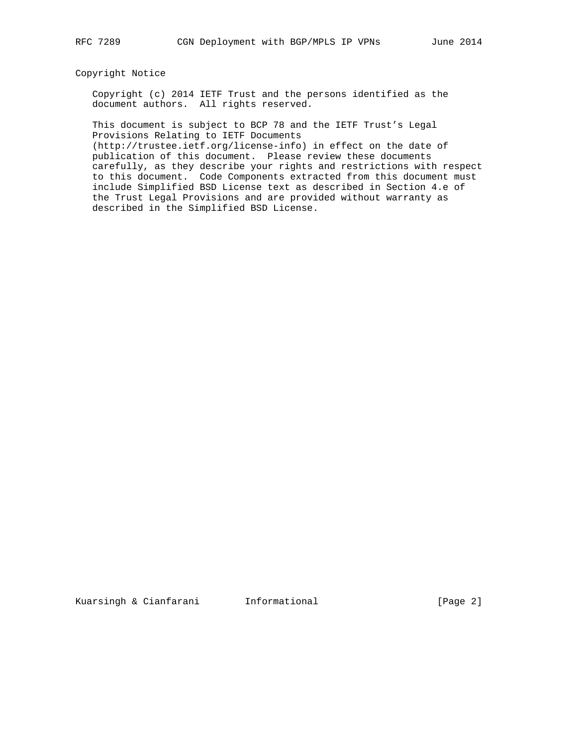## Copyright Notice

Copyright (c) 2014 IETF Trust and the persons identified as the document authors. All rights reserved.

This document is subject to BCP 78 and the IETF Trust's Legal Provisions Relating to IETF Documents (http://trustee.ietf.org/license-info) in effect on the date of publication of this document. Please review these documents carefully, as they describe your rights and restrictions with respect to this document. Code Components extracted from this document must include Simplified BSD License text as described in Section 4.e of the Trust Legal Provisions and are provided without warranty as described in the Simplified BSD License.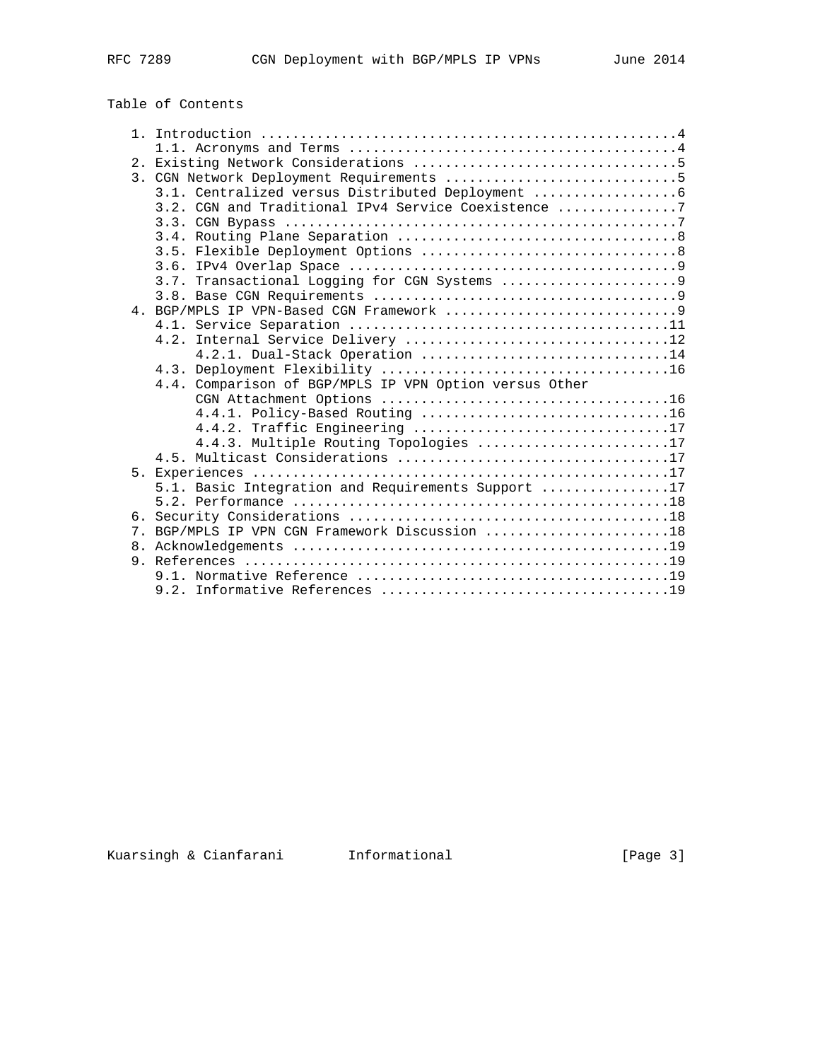Table of Contents

```
   1. Introduction ....................................................4
      1.1. Acronyms and Terms .........................................4
   2. Existing Network Considerations .................................5
   3. CGN Network Deployment Requirements .............................5
      3.1. Centralized versus Distributed Deployment ..................6
      3.2. CGN and Traditional IPv4 Service Coexistence ...............7
      3.3. CGN Bypass .................................................7
      3.4. Routing Plane Separation ...................................8
      3.5. Flexible Deployment Options ................................8
      3.6. IPv4 Overlap Space .........................................9
      3.7. Transactional Logging for CGN Systems ......................9
      3.8. Base CGN Requirements ......................................9
   4. BGP/MPLS IP VPN-Based CGN Framework .............................9
      4.1. Service Separation ........................................11
      4.2. Internal Service Delivery .................................12
           4.2.1. Dual-Stack Operation ...............................14
      4.3. Deployment Flexibility ....................................16
      4.4. Comparison of BGP/MPLS IP VPN Option versus Other
           CGN Attachment Options ....................................16
           4.4.1. Policy-Based Routing ...............................16
           4.4.2. Traffic Engineering ................................17
           4.4.3. Multiple Routing Topologies ........................17
      4.5. Multicast Considerations ..................................17
   5. Experiences ....................................................17
      5.1. Basic Integration and Requirements Support ................17
      5.2. Performance ...............................................18
   6. Security Considerations ........................................18
   7. BGP/MPLS IP VPN CGN Framework Discussion .......................18
   8. Acknowledgements ...............................................19
   9. References .....................................................19
      9.1. Normative Reference .......................................19
      9.2. Informative References ....................................19
```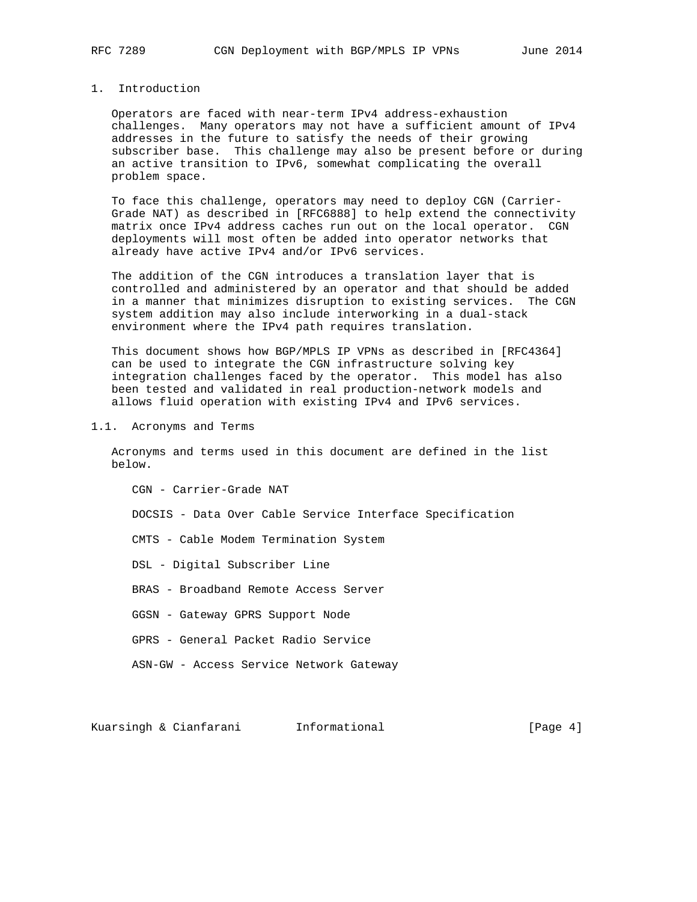## 1. Introduction

Operators are faced with near-term IPv4 address-exhaustion challenges. Many operators may not have a sufficient amount of IPv4 addresses in the future to satisfy the needs of their growing subscriber base. This challenge may also be present before or during an active transition to IPv6, somewhat complicating the overall problem space.

To face this challenge, operators may need to deploy CGN (Carrier-Grade NAT) as described in [RFC6888] to help extend the connectivity matrix once IPv4 address caches run out on the local operator. CGN deployments will most often be added into operator networks that already have active IPv4 and/or IPv6 services.

The addition of the CGN introduces a translation layer that is controlled and administered by an operator and that should be added in a manner that minimizes disruption to existing services. The CGN system addition may also include interworking in a dual-stack environment where the IPv4 path requires translation.

This document shows how BGP/MPLS IP VPNs as described in [RFC4364] can be used to integrate the CGN infrastructure solving key integration challenges faced by the operator. This model has also been tested and validated in real production-network models and allows fluid operation with existing IPv4 and IPv6 services.

### 1.1. Acronyms and Terms

Acronyms and terms used in this document are defined in the list below.

- CGN - Carrier-Grade NAT
- DOCSIS - Data Over Cable Service Interface Specification
- CMTS - Cable Modem Termination System
- DSL - Digital Subscriber Line
- BRAS - Broadband Remote Access Server
- GGSN - Gateway GPRS Support Node
- GPRS - General Packet Radio Service
- ASN-GW - Access Service Network Gateway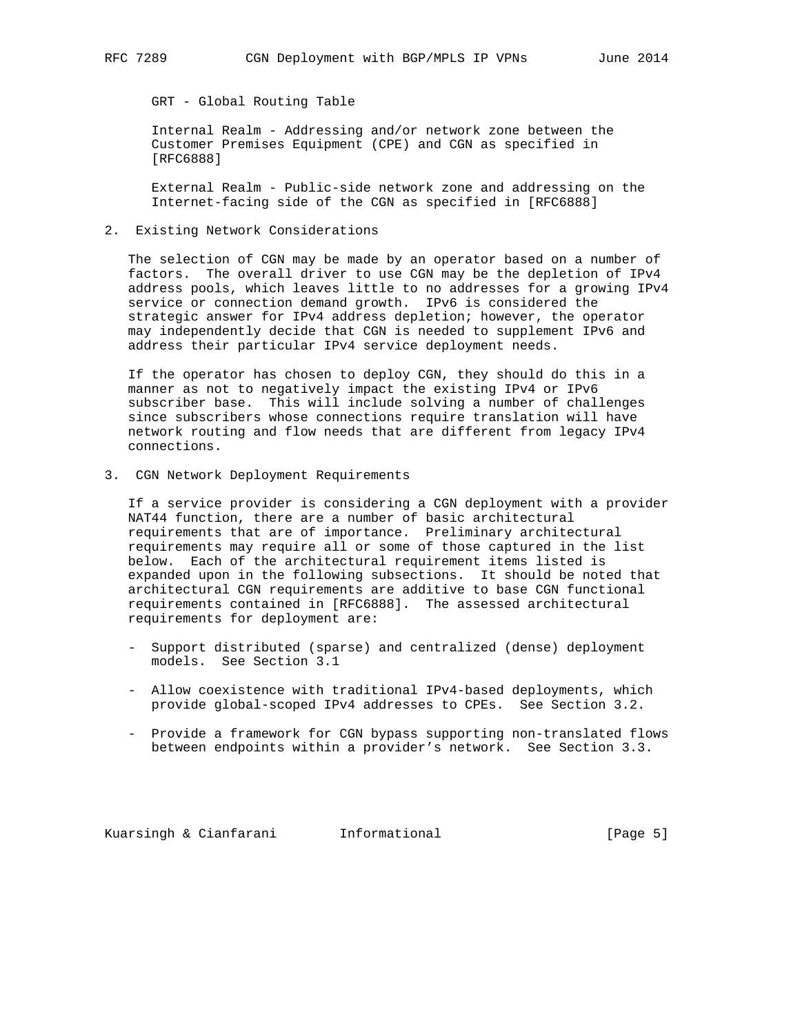GRT - Global Routing Table

Internal Realm - Addressing and/or network zone between the Customer Premises Equipment (CPE) and CGN as specified in [RFC6888]

External Realm - Public-side network zone and addressing on the Internet-facing side of the CGN as specified in [RFC6888]

## 2. Existing Network Considerations

The selection of CGN may be made by an operator based on a number of factors. The overall driver to use CGN may be the depletion of IPv4 address pools, which leaves little to no addresses for a growing IPv4 service or connection demand growth. IPv6 is considered the strategic answer for IPv4 address depletion; however, the operator may independently decide that CGN is needed to supplement IPv6 and address their particular IPv4 service deployment needs.

If the operator has chosen to deploy CGN, they should do this in a manner as not to negatively impact the existing IPv4 or IPv6 subscriber base. This will include solving a number of challenges since subscribers whose connections require translation will have network routing and flow needs that are different from legacy IPv4 connections.

## 3. CGN Network Deployment Requirements

If a service provider is considering a CGN deployment with a provider NAT44 function, there are a number of basic architectural requirements that are of importance. Preliminary architectural requirements may require all or some of those captured in the list below. Each of the architectural requirement items listed is expanded upon in the following subsections. It should be noted that architectural CGN requirements are additive to base CGN functional requirements contained in [RFC6888]. The assessed architectural requirements for deployment are:

- Support distributed (sparse) and centralized (dense) deployment models. See Section 3.1
- Allow coexistence with traditional IPv4-based deployments, which provide global-scoped IPv4 addresses to CPEs. See Section 3.2.
- Provide a framework for CGN bypass supporting non-translated flows between endpoints within a provider's network. See Section 3.3.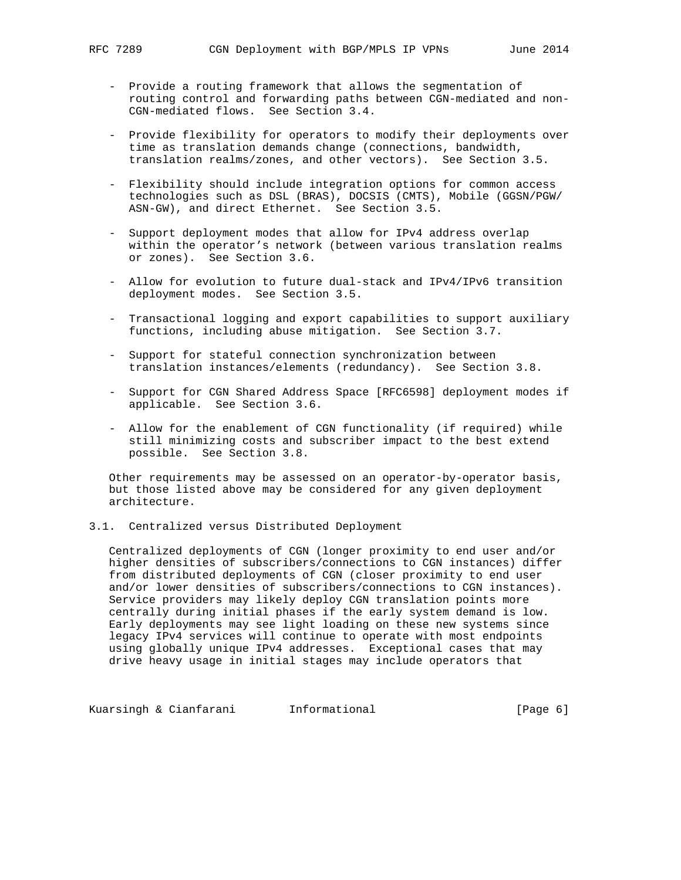- Provide a routing framework that allows the segmentation of routing control and forwarding paths between CGN-mediated and non-CGN-mediated flows. See Section 3.4.

- Provide flexibility for operators to modify their deployments over time as translation demands change (connections, bandwidth, translation realms/zones, and other vectors). See Section 3.5.

- Flexibility should include integration options for common access technologies such as DSL (BRAS), DOCSIS (CMTS), Mobile (GGSN/PGW/ ASN-GW), and direct Ethernet. See Section 3.5.

- Support deployment modes that allow for IPv4 address overlap within the operator's network (between various translation realms or zones). See Section 3.6.

- Allow for evolution to future dual-stack and IPv4/IPv6 transition deployment modes. See Section 3.5.

- Transactional logging and export capabilities to support auxiliary functions, including abuse mitigation. See Section 3.7.

- Support for stateful connection synchronization between translation instances/elements (redundancy). See Section 3.8.

- Support for CGN Shared Address Space [RFC6598] deployment modes if applicable. See Section 3.6.

- Allow for the enablement of CGN functionality (if required) while still minimizing costs and subscriber impact to the best extend possible. See Section 3.8.

Other requirements may be assessed on an operator-by-operator basis, but those listed above may be considered for any given deployment architecture.

## 3.1. Centralized versus Distributed Deployment

Centralized deployments of CGN (longer proximity to end user and/or higher densities of subscribers/connections to CGN instances) differ from distributed deployments of CGN (closer proximity to end user and/or lower densities of subscribers/connections to CGN instances). Service providers may likely deploy CGN translation points more centrally during initial phases if the early system demand is low. Early deployments may see light loading on these new systems since legacy IPv4 services will continue to operate with most endpoints using globally unique IPv4 addresses. Exceptional cases that may drive heavy usage in initial stages may include operators that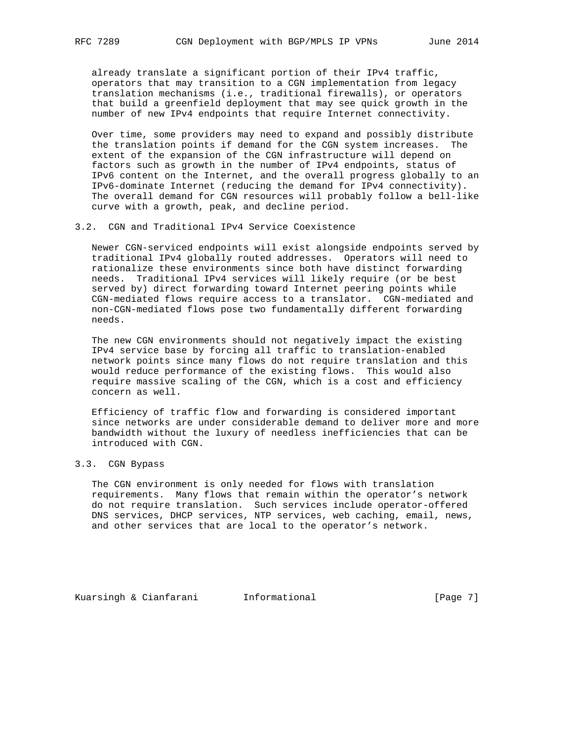already translate a significant portion of their IPv4 traffic, operators that may transition to a CGN implementation from legacy translation mechanisms (i.e., traditional firewalls), or operators that build a greenfield deployment that may see quick growth in the number of new IPv4 endpoints that require Internet connectivity.

Over time, some providers may need to expand and possibly distribute the translation points if demand for the CGN system increases. The extent of the expansion of the CGN infrastructure will depend on factors such as growth in the number of IPv4 endpoints, status of IPv6 content on the Internet, and the overall progress globally to an IPv6-dominate Internet (reducing the demand for IPv4 connectivity). The overall demand for CGN resources will probably follow a bell-like curve with a growth, peak, and decline period.

### 3.2. CGN and Traditional IPv4 Service Coexistence

Newer CGN-serviced endpoints will exist alongside endpoints served by traditional IPv4 globally routed addresses. Operators will need to rationalize these environments since both have distinct forwarding needs. Traditional IPv4 services will likely require (or be best served by) direct forwarding toward Internet peering points while CGN-mediated flows require access to a translator. CGN-mediated and non-CGN-mediated flows pose two fundamentally different forwarding needs.

The new CGN environments should not negatively impact the existing IPv4 service base by forcing all traffic to translation-enabled network points since many flows do not require translation and this would reduce performance of the existing flows. This would also require massive scaling of the CGN, which is a cost and efficiency concern as well.

Efficiency of traffic flow and forwarding is considered important since networks are under considerable demand to deliver more and more bandwidth without the luxury of needless inefficiencies that can be introduced with CGN.

### 3.3. CGN Bypass

The CGN environment is only needed for flows with translation requirements. Many flows that remain within the operator's network do not require translation. Such services include operator-offered DNS services, DHCP services, NTP services, web caching, email, news, and other services that are local to the operator's network.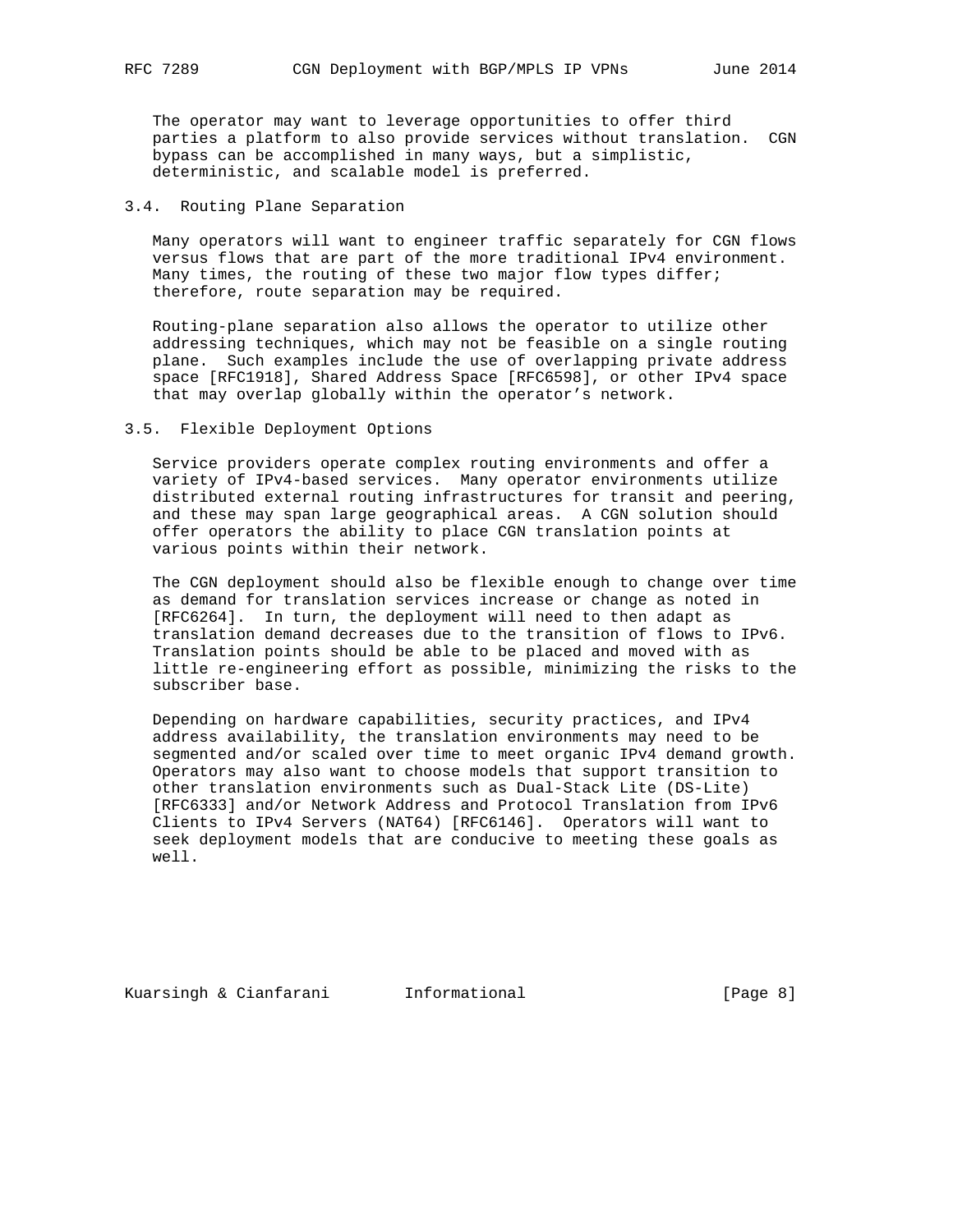The operator may want to leverage opportunities to offer third parties a platform to also provide services without translation. CGN bypass can be accomplished in many ways, but a simplistic, deterministic, and scalable model is preferred.

### 3.4. Routing Plane Separation

Many operators will want to engineer traffic separately for CGN flows versus flows that are part of the more traditional IPv4 environment. Many times, the routing of these two major flow types differ; therefore, route separation may be required.

Routing-plane separation also allows the operator to utilize other addressing techniques, which may not be feasible on a single routing plane. Such examples include the use of overlapping private address space [RFC1918], Shared Address Space [RFC6598], or other IPv4 space that may overlap globally within the operator’s network.

### 3.5. Flexible Deployment Options

Service providers operate complex routing environments and offer a variety of IPv4-based services. Many operator environments utilize distributed external routing infrastructures for transit and peering, and these may span large geographical areas. A CGN solution should offer operators the ability to place CGN translation points at various points within their network.

The CGN deployment should also be flexible enough to change over time as demand for translation services increase or change as noted in [RFC6264]. In turn, the deployment will need to then adapt as translation demand decreases due to the transition of flows to IPv6. Translation points should be able to be placed and moved with as little re-engineering effort as possible, minimizing the risks to the subscriber base.

Depending on hardware capabilities, security practices, and IPv4 address availability, the translation environments may need to be segmented and/or scaled over time to meet organic IPv4 demand growth. Operators may also want to choose models that support transition to other translation environments such as Dual-Stack Lite (DS-Lite) [RFC6333] and/or Network Address and Protocol Translation from IPv6 Clients to IPv4 Servers (NAT64) [RFC6146]. Operators will want to seek deployment models that are conducive to meeting these goals as well.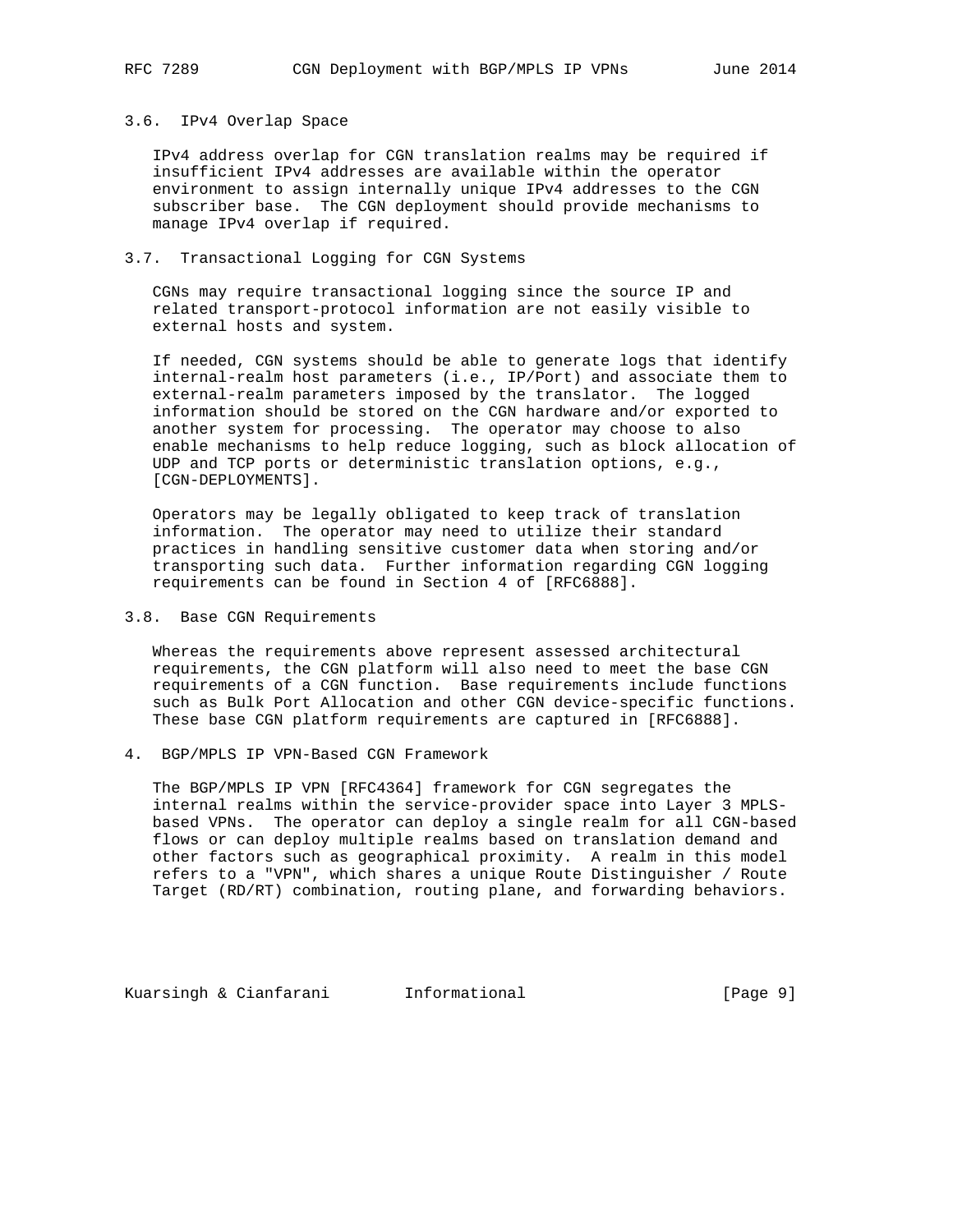### 3.6. IPv4 Overlap Space

IPv4 address overlap for CGN translation realms may be required if insufficient IPv4 addresses are available within the operator environment to assign internally unique IPv4 addresses to the CGN subscriber base. The CGN deployment should provide mechanisms to manage IPv4 overlap if required.

### 3.7. Transactional Logging for CGN Systems

CGNs may require transactional logging since the source IP and related transport-protocol information are not easily visible to external hosts and system.

If needed, CGN systems should be able to generate logs that identify internal-realm host parameters (i.e., IP/Port) and associate them to external-realm parameters imposed by the translator. The logged information should be stored on the CGN hardware and/or exported to another system for processing. The operator may choose to also enable mechanisms to help reduce logging, such as block allocation of UDP and TCP ports or deterministic translation options, e.g., [CGN-DEPLOYMENTS].

Operators may be legally obligated to keep track of translation information. The operator may need to utilize their standard practices in handling sensitive customer data when storing and/or transporting such data. Further information regarding CGN logging requirements can be found in Section 4 of [RFC6888].

### 3.8. Base CGN Requirements

Whereas the requirements above represent assessed architectural requirements, the CGN platform will also need to meet the base CGN requirements of a CGN function. Base requirements include functions such as Bulk Port Allocation and other CGN device-specific functions. These base CGN platform requirements are captured in [RFC6888].

## 4. BGP/MPLS IP VPN-Based CGN Framework

The BGP/MPLS IP VPN [RFC4364] framework for CGN segregates the internal realms within the service-provider space into Layer 3 MPLS-based VPNs. The operator can deploy a single realm for all CGN-based flows or can deploy multiple realms based on translation demand and other factors such as geographical proximity. A realm in this model refers to a "VPN", which shares a unique Route Distinguisher / Route Target (RD/RT) combination, routing plane, and forwarding behaviors.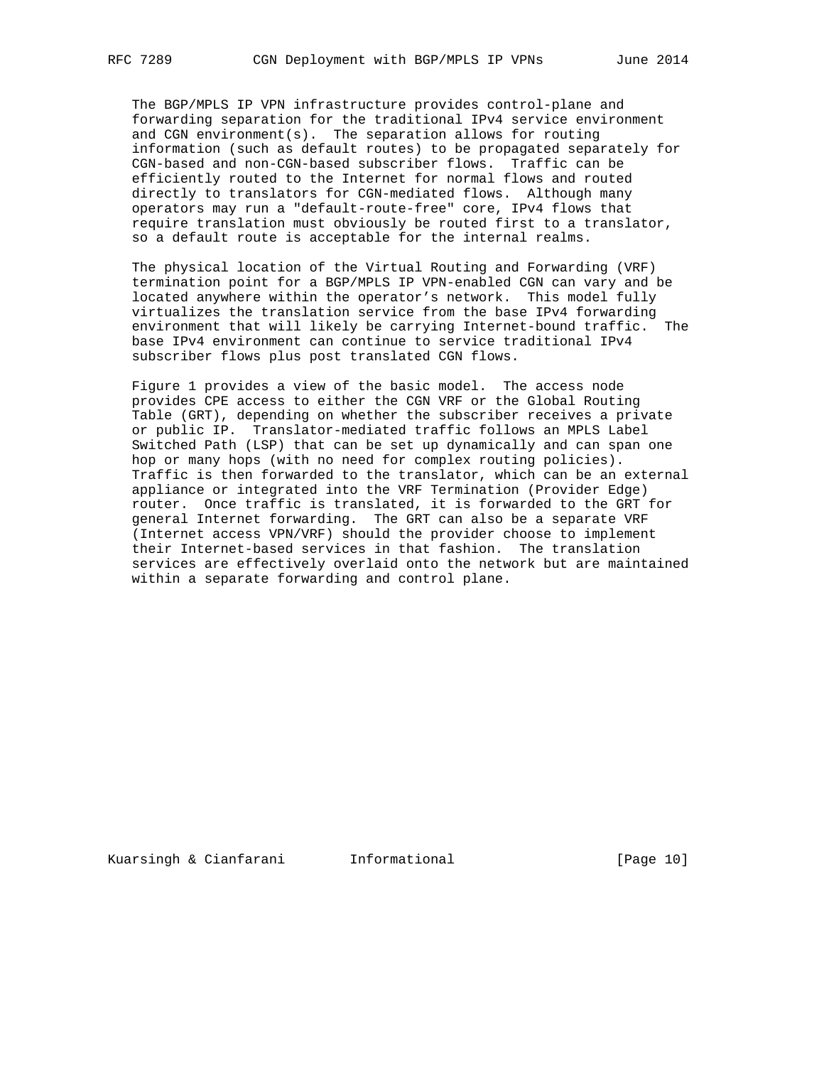The BGP/MPLS IP VPN infrastructure provides control-plane and forwarding separation for the traditional IPv4 service environment and CGN environment(s). The separation allows for routing information (such as default routes) to be propagated separately for CGN-based and non-CGN-based subscriber flows. Traffic can be efficiently routed to the Internet for normal flows and routed directly to translators for CGN-mediated flows. Although many operators may run a "default-route-free" core, IPv4 flows that require translation must obviously be routed first to a translator, so a default route is acceptable for the internal realms.

The physical location of the Virtual Routing and Forwarding (VRF) termination point for a BGP/MPLS IP VPN-enabled CGN can vary and be located anywhere within the operator's network. This model fully virtualizes the translation service from the base IPv4 forwarding environment that will likely be carrying Internet-bound traffic. The base IPv4 environment can continue to service traditional IPv4 subscriber flows plus post translated CGN flows.

Figure 1 provides a view of the basic model. The access node provides CPE access to either the CGN VRF or the Global Routing Table (GRT), depending on whether the subscriber receives a private or public IP. Translator-mediated traffic follows an MPLS Label Switched Path (LSP) that can be set up dynamically and can span one hop or many hops (with no need for complex routing policies). Traffic is then forwarded to the translator, which can be an external appliance or integrated into the VRF Termination (Provider Edge) router. Once traffic is translated, it is forwarded to the GRT for general Internet forwarding. The GRT can also be a separate VRF (Internet access VPN/VRF) should the provider choose to implement their Internet-based services in that fashion. The translation services are effectively overlaid onto the network but are maintained within a separate forwarding and control plane.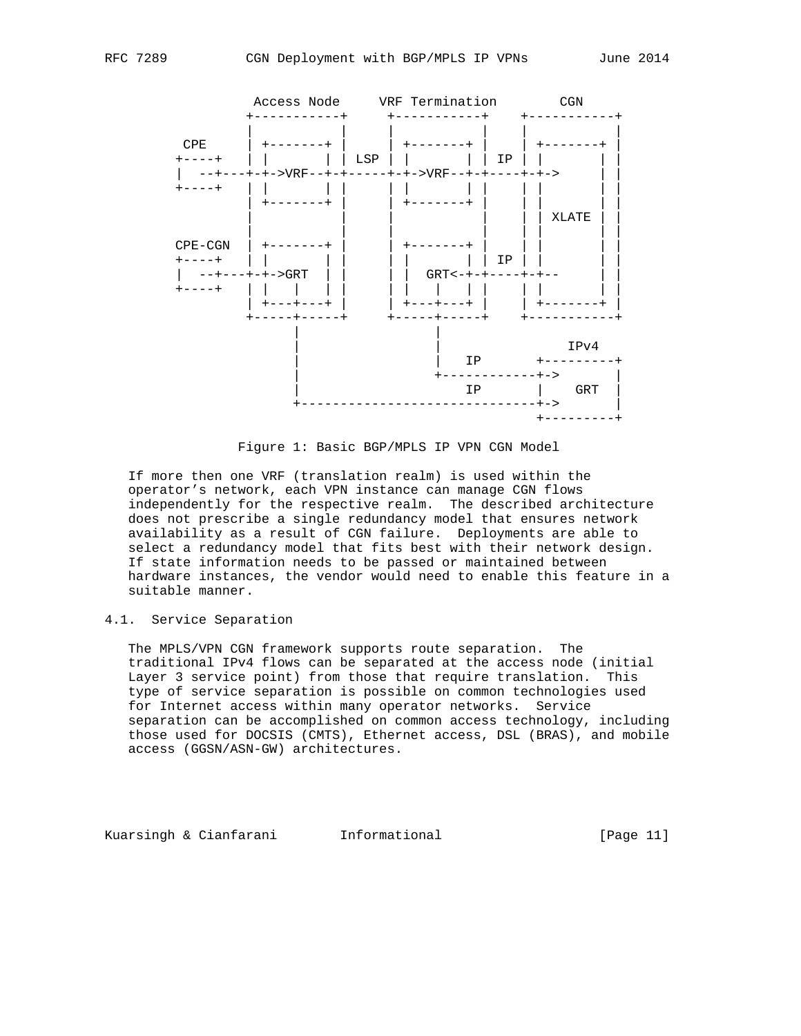```
             Access Node     VRF Termination        CGN
            +-----------+     +-----------+    +-----------+
            |           |     |           |    |           |
    CPE     | +-------+ |     | +-------+ |    | +-------+ |
   +----+   | |       | | LSP | |       | | IP | |       | |
   |  --+---+-+->VRF--+-+-----+-+->VRF--+-+----+-+->     | |
   +----+   | |       | |     | |       | |    | |       | |
            | +-------+ |     | +-------+ |    | |       | |
            |           |     |           |    | | XLATE | |
            |           |     |           |    | |       | |
   CPE-CGN  | +-------+ |     | +-------+ |    | |       | |
   +----+   | |       | |     | |       | | IP | |       | |
   |  --+---+-+->GRT  | |     | |  GRT<-+-+----+-+--     | |
   +----+   | |   |   | |     | |   |   | |    | |       | |
            | +---+---+ |     | +---+---+ |    | +-------+ |
            +-----+-----+     +-----+-----+    +-----------+
                  |                 |
                  |                 |                 IPv4
                  |                 |   IP       +---------+
                  |                 +------------+->       |
                  |                     IP       |   GRT   |
                  +------------------------------+->       |
                                                 +---------+
```

Figure 1: Basic BGP/MPLS IP VPN CGN Model

If more then one VRF (translation realm) is used within the operator's network, each VPN instance can manage CGN flows independently for the respective realm. The described architecture does not prescribe a single redundancy model that ensures network availability as a result of CGN failure. Deployments are able to select a redundancy model that fits best with their network design. If state information needs to be passed or maintained between hardware instances, the vendor would need to enable this feature in a suitable manner.

## 4.1. Service Separation

The MPLS/VPN CGN framework supports route separation. The traditional IPv4 flows can be separated at the access node (initial Layer 3 service point) from those that require translation. This type of service separation is possible on common technologies used for Internet access within many operator networks. Service separation can be accomplished on common access technology, including those used for DOCSIS (CMTS), Ethernet access, DSL (BRAS), and mobile access (GGSN/ASN-GW) architectures.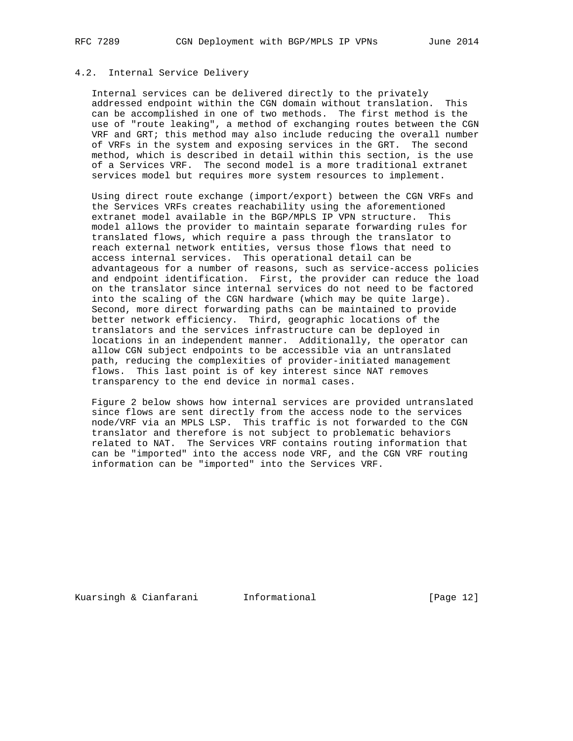### 4.2. Internal Service Delivery

Internal services can be delivered directly to the privately addressed endpoint within the CGN domain without translation. This can be accomplished in one of two methods. The first method is the use of "route leaking", a method of exchanging routes between the CGN VRF and GRT; this method may also include reducing the overall number of VRFs in the system and exposing services in the GRT. The second method, which is described in detail within this section, is the use of a Services VRF. The second model is a more traditional extranet services model but requires more system resources to implement.

Using direct route exchange (import/export) between the CGN VRFs and the Services VRFs creates reachability using the aforementioned extranet model available in the BGP/MPLS IP VPN structure. This model allows the provider to maintain separate forwarding rules for translated flows, which require a pass through the translator to reach external network entities, versus those flows that need to access internal services. This operational detail can be advantageous for a number of reasons, such as service-access policies and endpoint identification. First, the provider can reduce the load on the translator since internal services do not need to be factored into the scaling of the CGN hardware (which may be quite large). Second, more direct forwarding paths can be maintained to provide better network efficiency. Third, geographic locations of the translators and the services infrastructure can be deployed in locations in an independent manner. Additionally, the operator can allow CGN subject endpoints to be accessible via an untranslated path, reducing the complexities of provider-initiated management flows. This last point is of key interest since NAT removes transparency to the end device in normal cases.

Figure 2 below shows how internal services are provided untranslated since flows are sent directly from the access node to the services node/VRF via an MPLS LSP. This traffic is not forwarded to the CGN translator and therefore is not subject to problematic behaviors related to NAT. The Services VRF contains routing information that can be "imported" into the access node VRF, and the CGN VRF routing information can be "imported" into the Services VRF.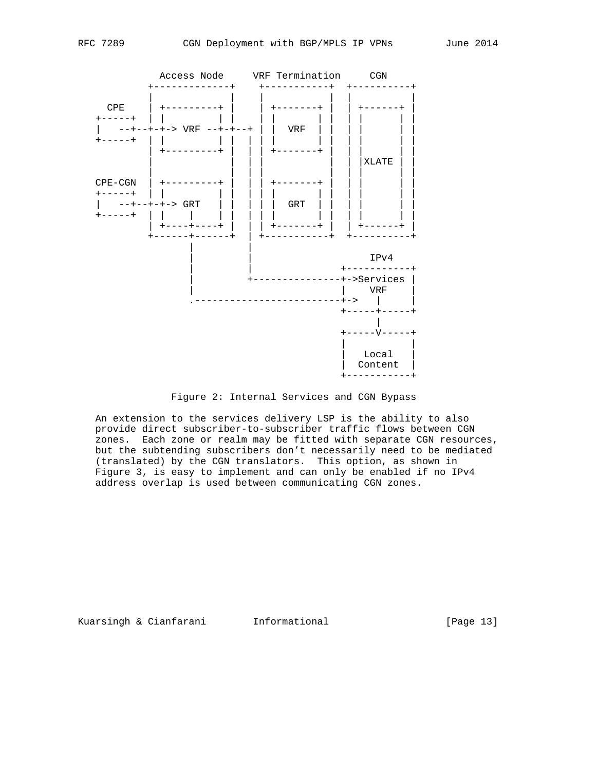```
              Access Node     VRF Termination     CGN
          +-------------+    +-----------+  +----------+
          |             |    |           |  |          |
   CPE    | +---------+ |    | +-------+ |  | +------+ |
 +-----+  | |         | |    | |       | |  | |      | |
 |   --+--+-+-> VRF --+-+--+ | |  VRF  | |  | |      | |
 +-----+  | |         | |  | | |       | |  | |      | |
          | +---------+ |  | | +-------+ |  | |      | |
          |             |  | |           |  | |XLATE | |
          |             |  | |           |  | |      | |
 CPE-CGN  | +---------+ |  | | +-------+ |  | |      | |
 +-----+  | |         | |  | | |       | |  | |      | |
 |   --+--+-+-> GRT   | |  | | |  GRT  | |  | |      | |
 +-----+  | |    |    | |  | | |       | |  | |      | |
          | +----+----+ |  | | +-------+ |  | +------+ |
          +------+------+  | +-----------+  +----------+
                 |         |
                 |         |                    IPv4
                 |         |                +-----------+
                 |         +----------------+->Services |
                 |                          |    VRF    |
                 .--------------------------+->   |     |
                                            +-----+-----+
                                                  |
                                            +-----V-----+
                                            |           |
                                            |   Local   |
                                            |  Content  |
                                            +-----------+
```

Figure 2: Internal Services and CGN Bypass

An extension to the services delivery LSP is the ability to also provide direct subscriber-to-subscriber traffic flows between CGN zones. Each zone or realm may be fitted with separate CGN resources, but the subtending subscribers don't necessarily need to be mediated (translated) by the CGN translators. This option, as shown in Figure 3, is easy to implement and can only be enabled if no IPv4 address overlap is used between communicating CGN zones.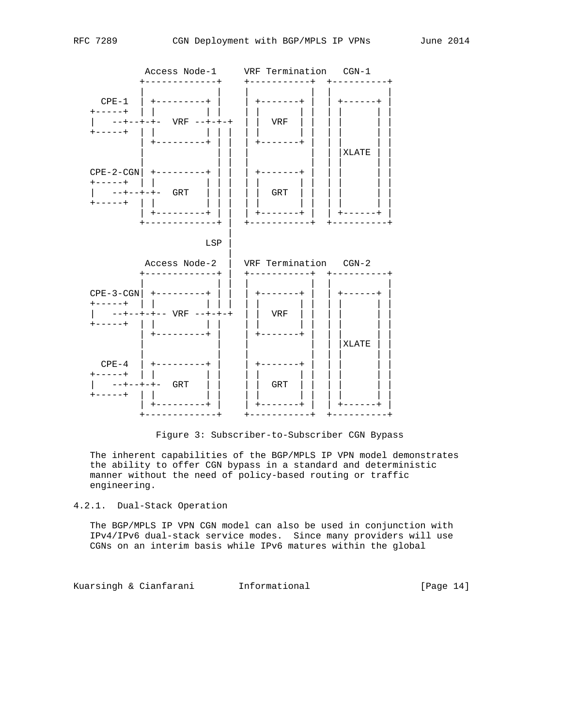```
           Access Node-1     VRF Termination   CGN-1
          +-------------+    +-----------+  +----------+
          |             |    |           |  |          |
    CPE-1 | +---------+ |    | +-------+ |  | +------+ |
  +-----+ | |         | |    | |       | |  | |      | |
  |   --+--+-+-  VRF --+-+-+  | |  VRF  | |  | |      | |
  +-----+ | |         | | |  | |       | |  | |      | |
          | +---------+ | |  | +-------+ |  | |      | |
          |             | |  |           |  | |XLATE | |
          |             | |  |           |  | |      | |
  CPE-2-CGN| +---------+ | |  | +-------+ |  | |      | |
  +-----+ | |         | | |  | |       | |  | |      | |
  |   --+--+-+-  GRT   | | |  | |  GRT  | |  | |      | |
  +-----+ | |         | | |  | |       | |  | |      | |
          | +---------+ | |  | +-------+ |  | +------+ |
          +-------------+ |  +-----------+  +----------+
                          |
                      LSP |
                          |
           Access Node-2  |  VRF Termination   CGN-2
          +-------------+ |  +-----------+  +----------+
          |             | |  |           |  |          |
  CPE-3-CGN| +---------+ | |  | +-------+ |  | +------+ |
  +-----+ | |         | | |  | |       | |  | |      | |
  |   --+--+-+-- VRF --+-+-+  | |  VRF  | |  | |      | |
  +-----+ | |         | |    | |       | |  | |      | |
          | +---------+ |    | +-------+ |  | |      | |
          |             |    |           |  | |XLATE | |
          |             |    |           |  | |      | |
    CPE-4 | +---------+ |    | +-------+ |  | |      | |
  +-----+ | |         | |    | |       | |  | |      | |
  |   --+--+-+-  GRT   | |    | |  GRT  | |  | |      | |
  +-----+ | |         | |    | |       | |  | |      | |
          | +---------+ |    | +-------+ |  | +------+ |
          +-------------+    +-----------+  +----------+
```

Figure 3: Subscriber-to-Subscriber CGN Bypass

The inherent capabilities of the BGP/MPLS IP VPN model demonstrates the ability to offer CGN bypass in a standard and deterministic manner without the need of policy-based routing or traffic engineering.

#### 4.2.1. Dual-Stack Operation

The BGP/MPLS IP VPN CGN model can also be used in conjunction with IPv4/IPv6 dual-stack service modes. Since many providers will use CGNs on an interim basis while IPv6 matures within the global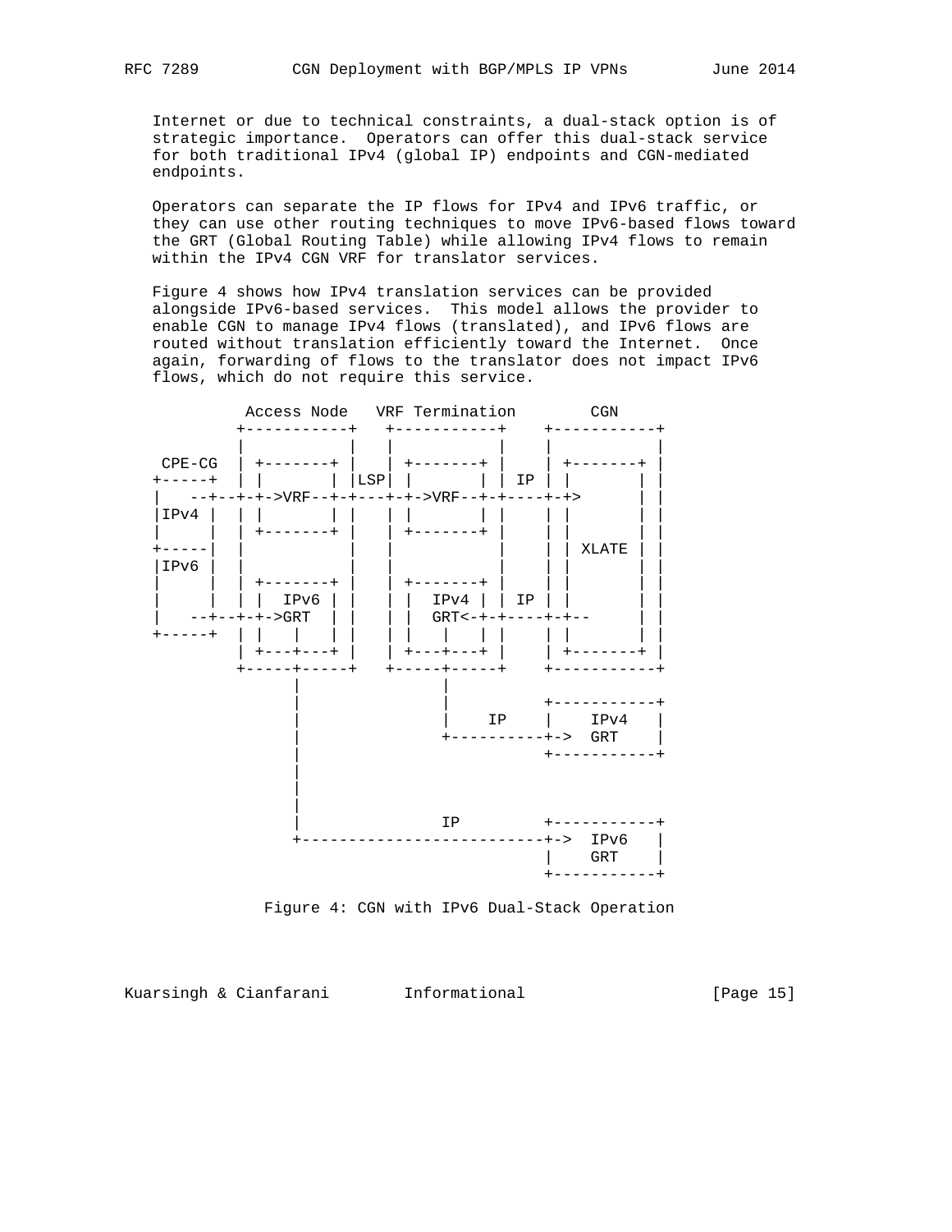Internet or due to technical constraints, a dual-stack option is of strategic importance. Operators can offer this dual-stack service for both traditional IPv4 (global IP) endpoints and CGN-mediated endpoints.

Operators can separate the IP flows for IPv4 and IPv6 traffic, or they can use other routing techniques to move IPv6-based flows toward the GRT (Global Routing Table) while allowing IPv4 flows to remain within the IPv4 CGN VRF for translator services.

Figure 4 shows how IPv4 translation services can be provided alongside IPv6-based services. This model allows the provider to enable CGN to manage IPv4 flows (translated), and IPv6 flows are routed without translation efficiently toward the Internet. Once again, forwarding of flows to the translator does not impact IPv6 flows, which do not require this service.

```
          Access Node   VRF Termination        CGN
         +-----------+   +-----------+    +-----------+
         |           |   |           |    |           |
 CPE-CG  | +-------+ |   | +-------+ |    | +-------+ |
+-----+  | |       | |LSP| |       | | IP | |       | |
|   --+--+-+->VRF--+-+---+-+->VRF--+-+----+-+>      | |
|IPv4 |  | |       | |   | |       | |    | |       | |
|     |  | +-------+ |   | +-------+ |    | |       | |
+-----|  |           |   |           |    | | XLATE | |
|IPv6 |  |           |   |           |    | |       | |
|     |  | +-------+ |   | +-------+ |    | |       | |
|     |  | |  IPv6 | |   | |  IPv4 | | IP | |       | |
|   --+--+-+->GRT  | |   | |  GRT<-+-+----+-+--     | |
+-----+  | |   |   | |   | |   |   | |    | |       | |
         | +---+---+ |   | +---+---+ |    | +-------+ |
         +-----+-----+   +-----+-----+    +-----------+
               |               |
               |               |          +-----------+
               |               |    IP    |    IPv4   |
               |               +----------+->  GRT    |
               |                          +-----------+
               |
               |
               |
               |               IP         +-----------+
               +--------------------------+->  IPv6   |
                                          |    GRT    |
                                          +-----------+
```

Figure 4: CGN with IPv6 Dual-Stack Operation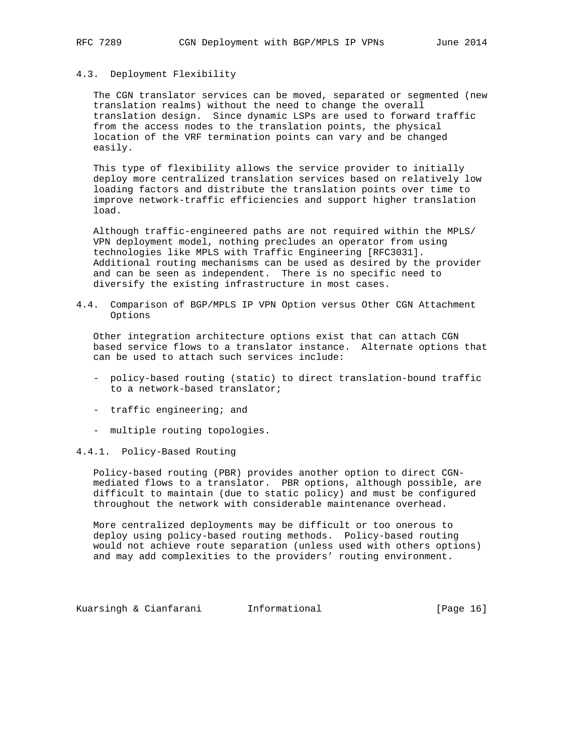### 4.3. Deployment Flexibility

The CGN translator services can be moved, separated or segmented (new translation realms) without the need to change the overall translation design. Since dynamic LSPs are used to forward traffic from the access nodes to the translation points, the physical location of the VRF termination points can vary and be changed easily.

This type of flexibility allows the service provider to initially deploy more centralized translation services based on relatively low loading factors and distribute the translation points over time to improve network-traffic efficiencies and support higher translation load.

Although traffic-engineered paths are not required within the MPLS/VPN deployment model, nothing precludes an operator from using technologies like MPLS with Traffic Engineering [RFC3031]. Additional routing mechanisms can be used as desired by the provider and can be seen as independent. There is no specific need to diversify the existing infrastructure in most cases.

### 4.4. Comparison of BGP/MPLS IP VPN Option versus Other CGN Attachment Options

Other integration architecture options exist that can attach CGN based service flows to a translator instance. Alternate options that can be used to attach such services include:

- policy-based routing (static) to direct translation-bound traffic to a network-based translator;
- traffic engineering; and
- multiple routing topologies.

#### 4.4.1. Policy-Based Routing

Policy-based routing (PBR) provides another option to direct CGN-mediated flows to a translator. PBR options, although possible, are difficult to maintain (due to static policy) and must be configured throughout the network with considerable maintenance overhead.

More centralized deployments may be difficult or too onerous to deploy using policy-based routing methods. Policy-based routing would not achieve route separation (unless used with others options) and may add complexities to the providers' routing environment.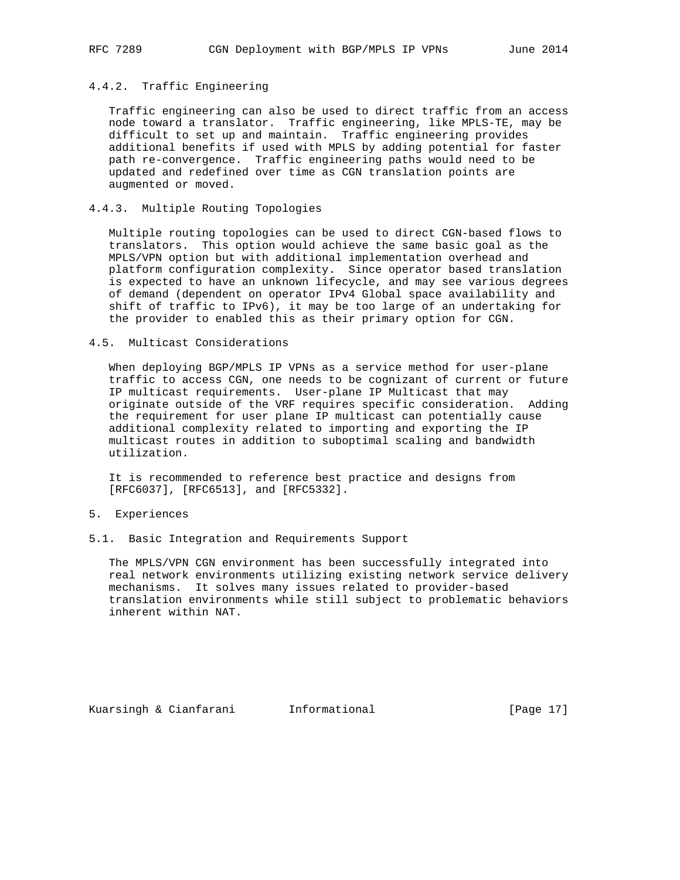### 4.4.2. Traffic Engineering

Traffic engineering can also be used to direct traffic from an access node toward a translator. Traffic engineering, like MPLS-TE, may be difficult to set up and maintain. Traffic engineering provides additional benefits if used with MPLS by adding potential for faster path re-convergence. Traffic engineering paths would need to be updated and redefined over time as CGN translation points are augmented or moved.

### 4.4.3. Multiple Routing Topologies

Multiple routing topologies can be used to direct CGN-based flows to translators. This option would achieve the same basic goal as the MPLS/VPN option but with additional implementation overhead and platform configuration complexity. Since operator based translation is expected to have an unknown lifecycle, and may see various degrees of demand (dependent on operator IPv4 Global space availability and shift of traffic to IPv6), it may be too large of an undertaking for the provider to enabled this as their primary option for CGN.

## 4.5. Multicast Considerations

When deploying BGP/MPLS IP VPNs as a service method for user-plane traffic to access CGN, one needs to be cognizant of current or future IP multicast requirements. User-plane IP Multicast that may originate outside of the VRF requires specific consideration. Adding the requirement for user plane IP multicast can potentially cause additional complexity related to importing and exporting the IP multicast routes in addition to suboptimal scaling and bandwidth utilization.

It is recommended to reference best practice and designs from [RFC6037], [RFC6513], and [RFC5332].

# 5. Experiences

## 5.1. Basic Integration and Requirements Support

The MPLS/VPN CGN environment has been successfully integrated into real network environments utilizing existing network service delivery mechanisms. It solves many issues related to provider-based translation environments while still subject to problematic behaviors inherent within NAT.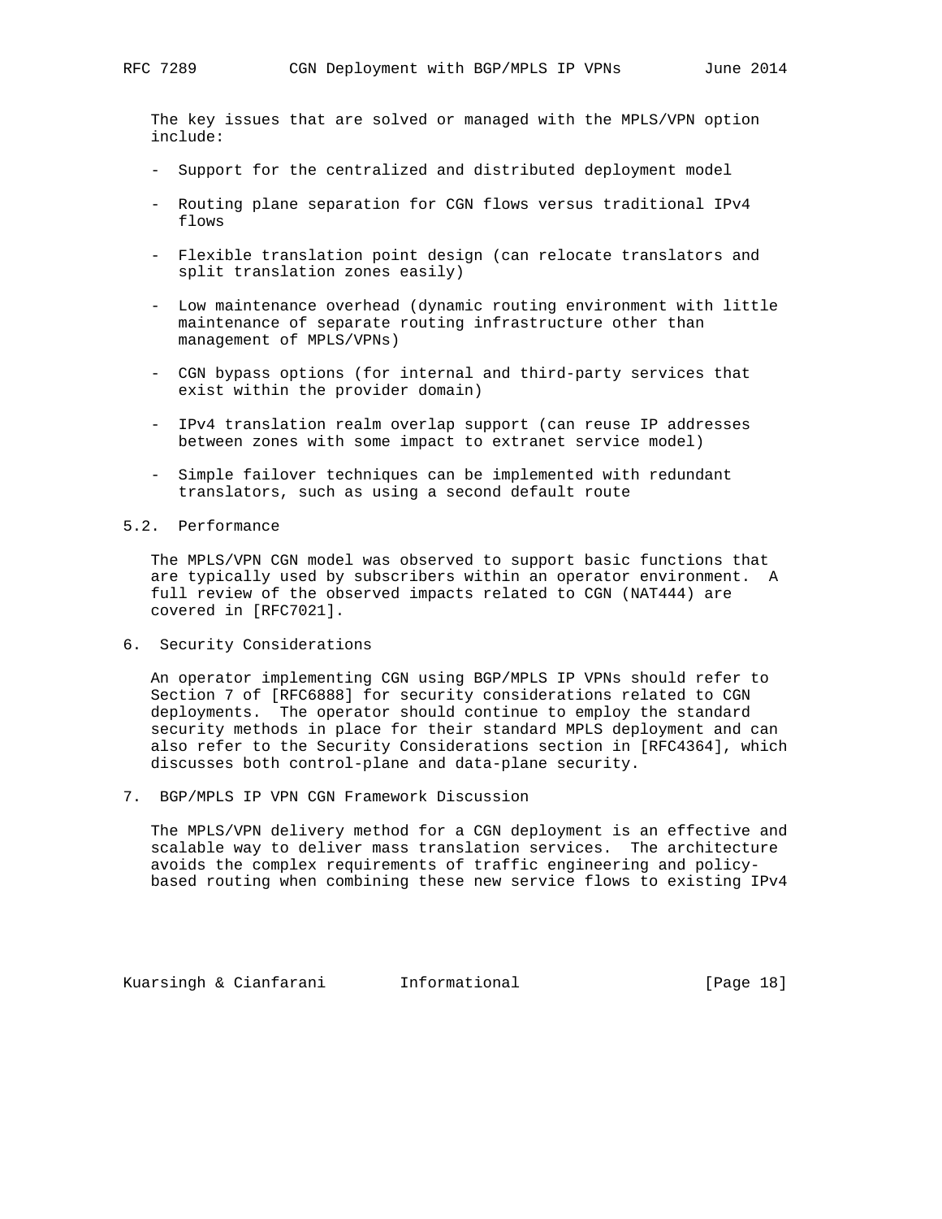The key issues that are solved or managed with the MPLS/VPN option include:

- Support for the centralized and distributed deployment model
- Routing plane separation for CGN flows versus traditional IPv4 flows
- Flexible translation point design (can relocate translators and split translation zones easily)
- Low maintenance overhead (dynamic routing environment with little maintenance of separate routing infrastructure other than management of MPLS/VPNs)
- CGN bypass options (for internal and third-party services that exist within the provider domain)
- IPv4 translation realm overlap support (can reuse IP addresses between zones with some impact to extranet service model)
- Simple failover techniques can be implemented with redundant translators, such as using a second default route

## 5.2. Performance

The MPLS/VPN CGN model was observed to support basic functions that are typically used by subscribers within an operator environment. A full review of the observed impacts related to CGN (NAT444) are covered in [RFC7021].

# 6. Security Considerations

An operator implementing CGN using BGP/MPLS IP VPNs should refer to Section 7 of [RFC6888] for security considerations related to CGN deployments. The operator should continue to employ the standard security methods in place for their standard MPLS deployment and can also refer to the Security Considerations section in [RFC4364], which discusses both control-plane and data-plane security.

# 7. BGP/MPLS IP VPN CGN Framework Discussion

The MPLS/VPN delivery method for a CGN deployment is an effective and scalable way to deliver mass translation services. The architecture avoids the complex requirements of traffic engineering and policy-based routing when combining these new service flows to existing IPv4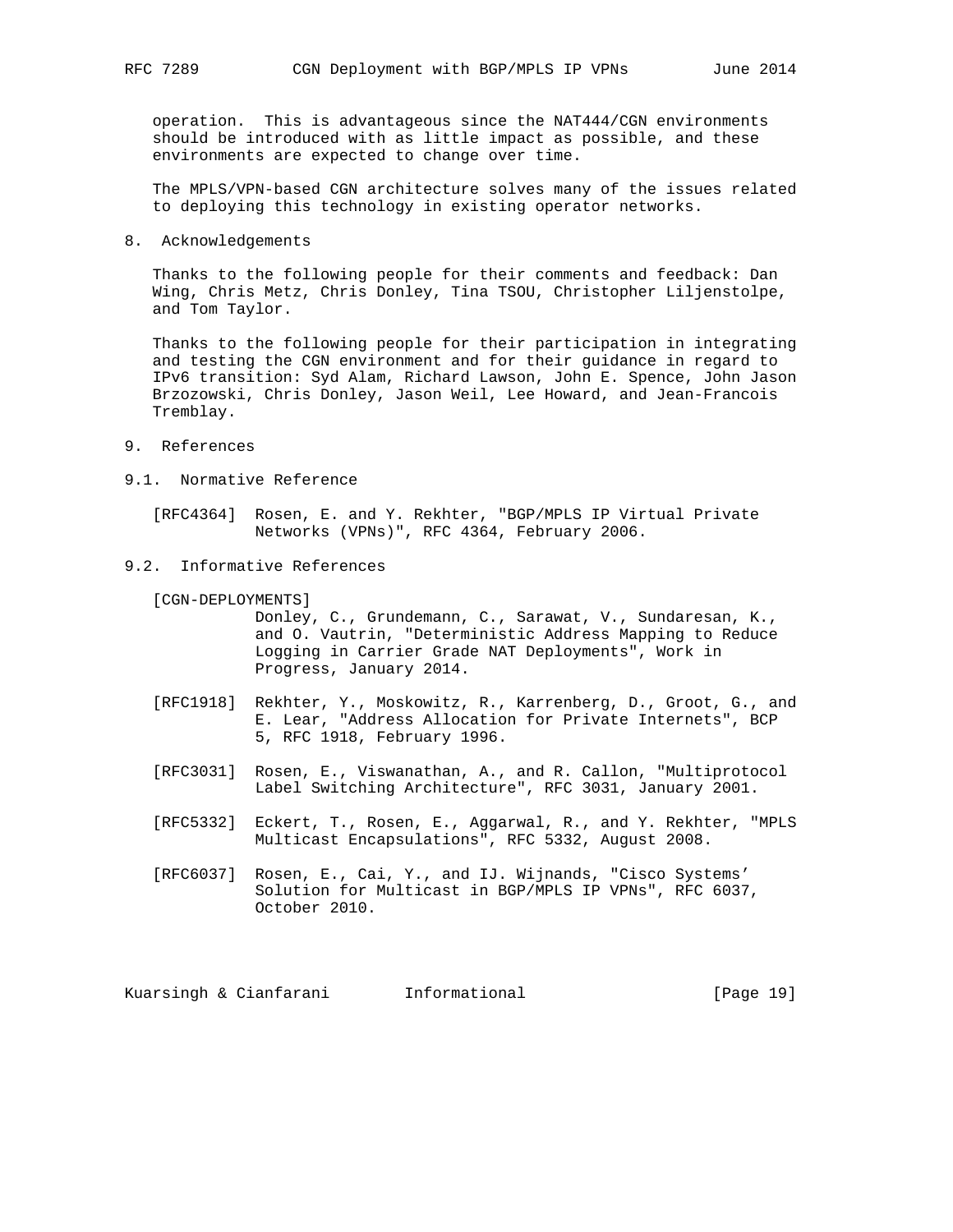operation. This is advantageous since the NAT444/CGN environments should be introduced with as little impact as possible, and these environments are expected to change over time.

The MPLS/VPN-based CGN architecture solves many of the issues related to deploying this technology in existing operator networks.

## 8. Acknowledgements

Thanks to the following people for their comments and feedback: Dan Wing, Chris Metz, Chris Donley, Tina TSOU, Christopher Liljenstolpe, and Tom Taylor.

Thanks to the following people for their participation in integrating and testing the CGN environment and for their guidance in regard to IPv6 transition: Syd Alam, Richard Lawson, John E. Spence, John Jason Brzozowski, Chris Donley, Jason Weil, Lee Howard, and Jean-Francois Tremblay.

## 9. References

### 9.1. Normative Reference

[RFC4364] Rosen, E. and Y. Rekhter, "BGP/MPLS IP Virtual Private Networks (VPNs)", RFC 4364, February 2006.

### 9.2. Informative References

[CGN-DEPLOYMENTS] Donley, C., Grundemann, C., Sarawat, V., Sundaresan, K., and O. Vautrin, "Deterministic Address Mapping to Reduce Logging in Carrier Grade NAT Deployments", Work in Progress, January 2014.

[RFC1918] Rekhter, Y., Moskowitz, R., Karrenberg, D., Groot, G., and E. Lear, "Address Allocation for Private Internets", BCP 5, RFC 1918, February 1996.

[RFC3031] Rosen, E., Viswanathan, A., and R. Callon, "Multiprotocol Label Switching Architecture", RFC 3031, January 2001.

[RFC5332] Eckert, T., Rosen, E., Aggarwal, R., and Y. Rekhter, "MPLS Multicast Encapsulations", RFC 5332, August 2008.

[RFC6037] Rosen, E., Cai, Y., and IJ. Wijnands, "Cisco Systems' Solution for Multicast in BGP/MPLS IP VPNs", RFC 6037, October 2010.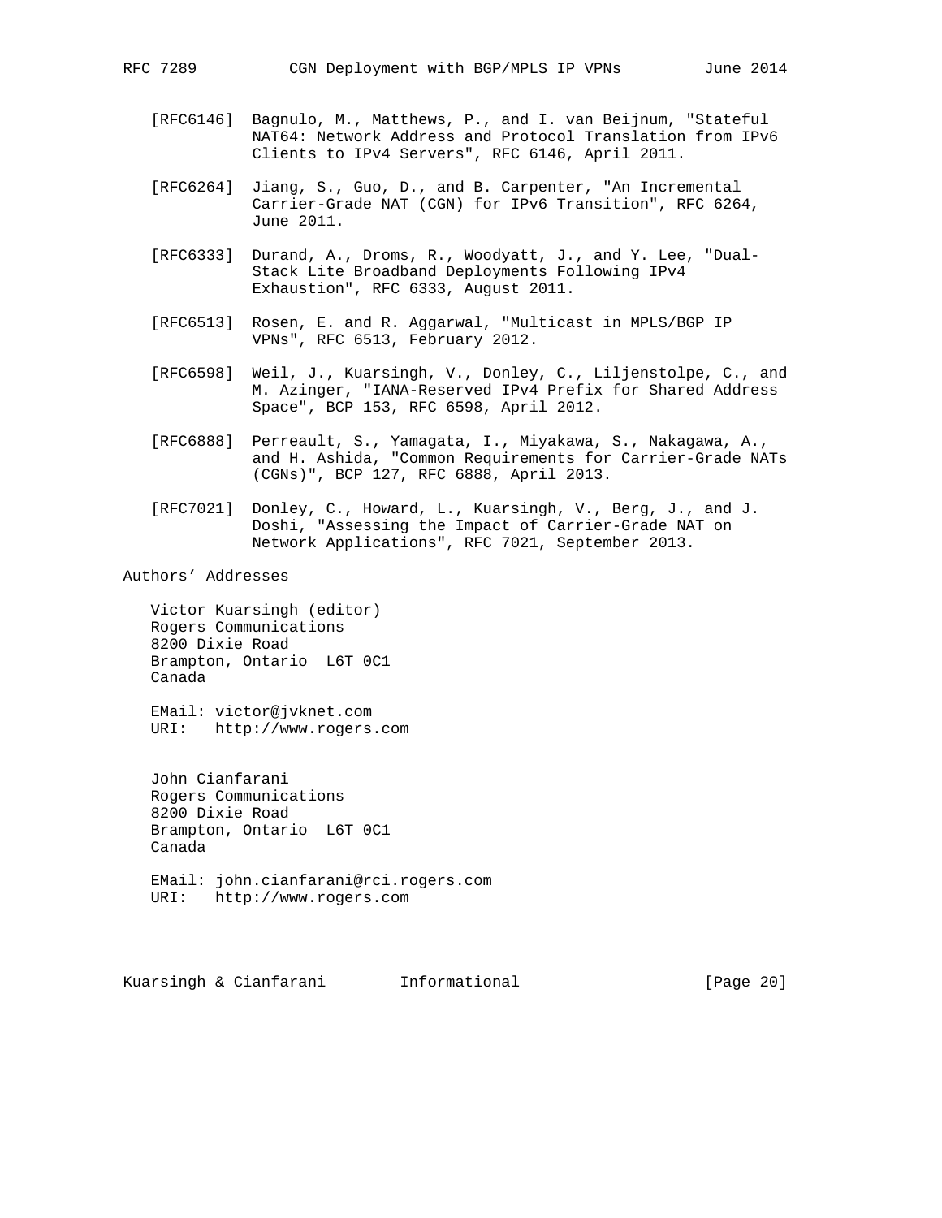[RFC6146] Bagnulo, M., Matthews, P., and I. van Beijnum, "Stateful NAT64: Network Address and Protocol Translation from IPv6 Clients to IPv4 Servers", RFC 6146, April 2011.

[RFC6264] Jiang, S., Guo, D., and B. Carpenter, "An Incremental Carrier-Grade NAT (CGN) for IPv6 Transition", RFC 6264, June 2011.

[RFC6333] Durand, A., Droms, R., Woodyatt, J., and Y. Lee, "Dual-Stack Lite Broadband Deployments Following IPv4 Exhaustion", RFC 6333, August 2011.

[RFC6513] Rosen, E. and R. Aggarwal, "Multicast in MPLS/BGP IP VPNs", RFC 6513, February 2012.

[RFC6598] Weil, J., Kuarsingh, V., Donley, C., Liljenstolpe, C., and M. Azinger, "IANA-Reserved IPv4 Prefix for Shared Address Space", BCP 153, RFC 6598, April 2012.

[RFC6888] Perreault, S., Yamagata, I., Miyakawa, S., Nakagawa, A., and H. Ashida, "Common Requirements for Carrier-Grade NATs (CGNs)", BCP 127, RFC 6888, April 2013.

[RFC7021] Donley, C., Howard, L., Kuarsingh, V., Berg, J., and J. Doshi, "Assessing the Impact of Carrier-Grade NAT on Network Applications", RFC 7021, September 2013.

## Authors' Addresses

Victor Kuarsingh (editor)
Rogers Communications
8200 Dixie Road
Brampton, Ontario  L6T 0C1
Canada

EMail: victor@jvknet.com
URI:   http://www.rogers.com

John Cianfarani
Rogers Communications
8200 Dixie Road
Brampton, Ontario  L6T 0C1
Canada

EMail: john.cianfarani@rci.rogers.com
URI:   http://www.rogers.com